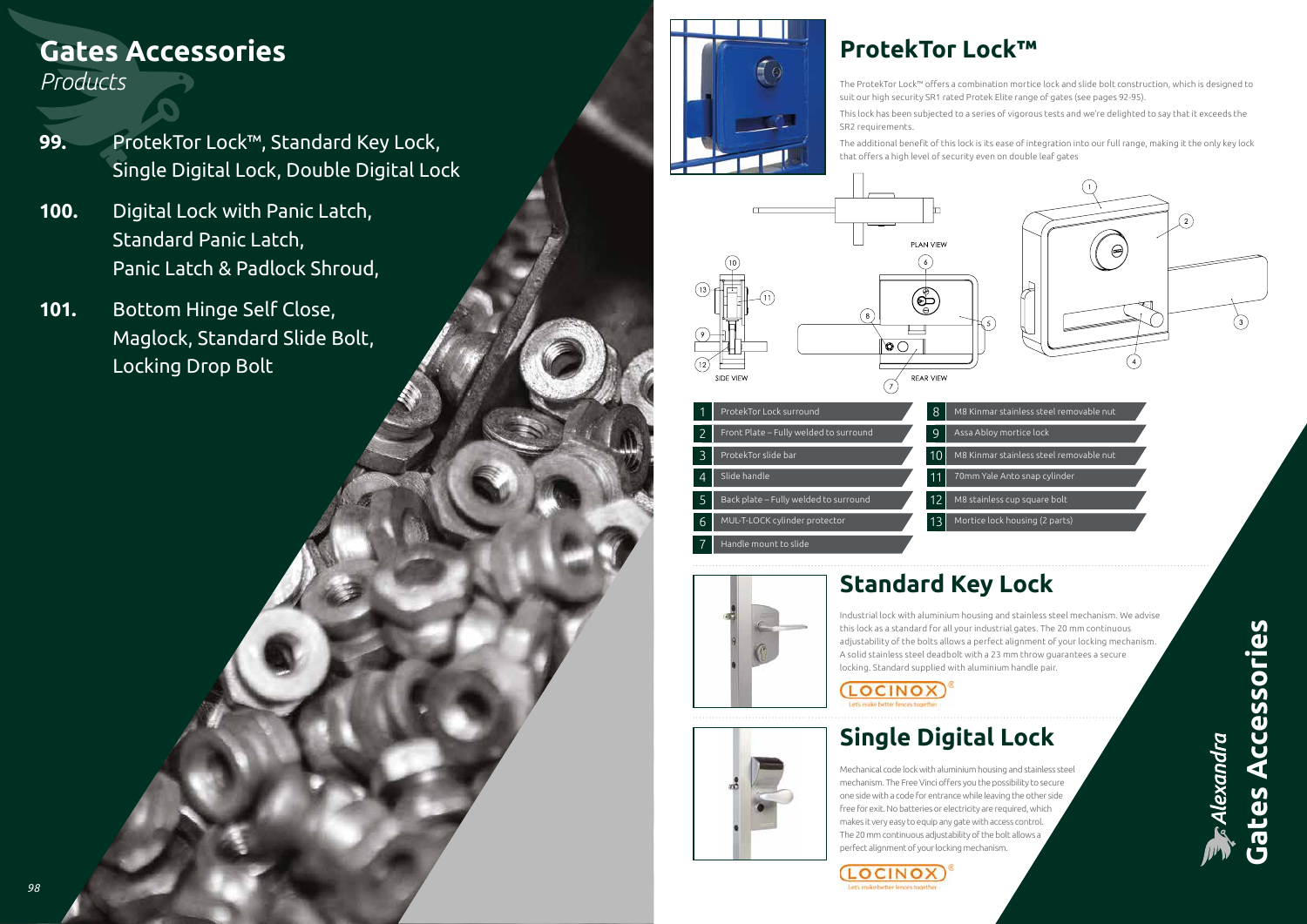# Gates Accessories

*Products*

- **99.** ProtekTor Lock™, Standard Key Lock, Single Digital Lock, Double Digital Lock
- **100.** Digital Lock with Panic Latch, Standard Panic Latch, Panic Latch & Padlock Shroud,
- **101.** Bottom Hinge Self Close, Maglock, Standard Slide Bolt, Locking Drop Bolt

## ProtekTor Lock™

The ProtekTor Lock™ offers a combination mortice lock and slide bolt construction, which is designed to suit our high security SR1 rated Protek Elite range of gates (see pages 92-95).

This lock has been subjected to a series of vigorous tests and we're delighted to say that it exceeds the SR2 requirements.

The additional benefit of this lock is its ease of integration into our full range, making it the only key lock that offers a high level of security even on double leaf gates

PLAN VIEW

SIDE VIEW

REAR VIEW

| No. | Part | No. | Part |
|---|---|---|---|
| 1 | ProtekTor Lock surround | 8 | M8 Kinmar stainless steel removable nut |
| 2 | Front Plate – Fully welded to surround | 9 | Assa Abloy mortice lock |
| 3 | ProtekTor slide bar | 10 | M8 Kinmar stainless steel removable nut |
| 4 | Slide handle | 11 | 70mm Yale Anto snap cylinder |
| 5 | Back plate – Fully welded to surround | 12 | M8 stainless cup square bolt |
| 6 | MUL-T-LOCK cylinder protector | 13 | Mortice lock housing (2 parts) |
| 7 | Handle mount to slide | | |

## Standard Key Lock

Industrial lock with aluminium housing and stainless steel mechanism. We advise this lock as a standard for all your industrial gates. The 20 mm continuous adjustability of the bolts allows a perfect alignment of your locking mechanism. A solid stainless steel deadbolt with a 23 mm throw guarantees a secure locking. Standard supplied with aluminium handle pair.

LOCINOX® Let's make better fences together

## Single Digital Lock

Mechanical code lock with aluminium housing and stainless steel mechanism. The Free Vinci offers you the possibility to secure one side with a code for entrance while leaving the other side free for exit. No batteries or electricity are required, which makes it very easy to equip any gate with access control. The 20 mm continuous adjustability of the bolt allows a perfect alignment of your locking mechanism.

LOCINOX® Let's make better fences together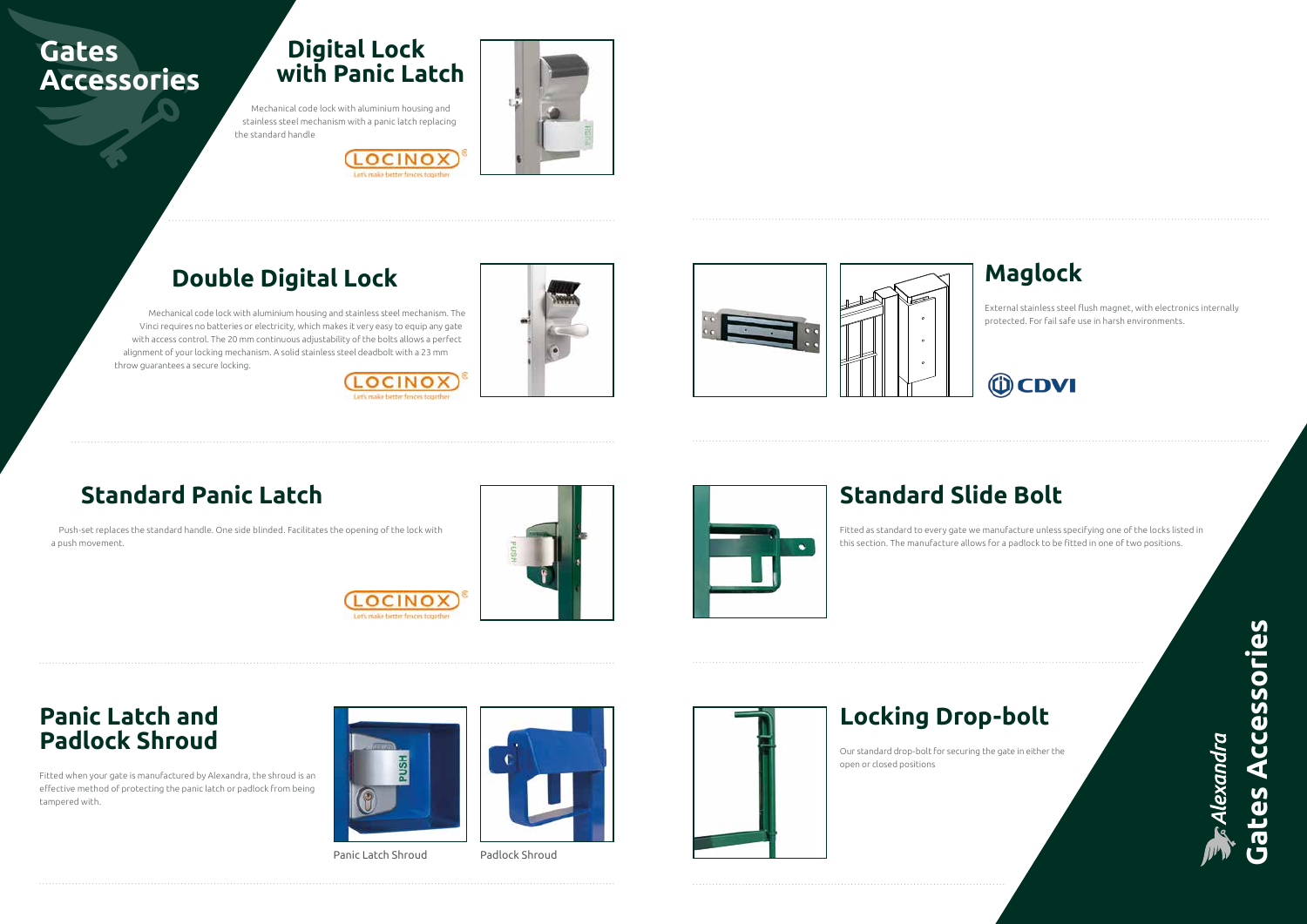# Gates Accessories

## Digital Lock with Panic Latch

Mechanical code lock with aluminium housing and stainless steel mechanism with a panic latch replacing the standard handle

LOCINOX
Let's make better fences together

## Double Digital Lock

Mechanical code lock with aluminium housing and stainless steel mechanism. The Vinci requires no batteries or electricity, which makes it very easy to equip any gate with access control. The 20 mm continuous adjustability of the bolts allows a perfect alignment of your locking mechanism. A solid stainless steel deadbolt with a 23 mm throw guarantees a secure locking.

LOCINOX
Let's make better fences together

## Maglock

External stainless steel flush magnet, with electronics internally protected. For fail safe use in harsh environments.

CDVI

## Standard Panic Latch

Push-set replaces the standard handle. One side blinded. Facilitates the opening of the lock with a push movement.

LOCINOX
Let's make better fences together

## Standard Slide Bolt

Fitted as standard to every gate we manufacture unless specifying one of the locks listed in this section. The manufacture allows for a padlock to be fitted in one of two positions.

## Panic Latch and Padlock Shroud

Fitted when your gate is manufactured by Alexandra, the shroud is an effective method of protecting the panic latch or padlock from being tampered with.

Panic Latch Shroud

Padlock Shroud

## Locking Drop-bolt

Our standard drop-bolt for securing the gate in either the open or closed positions

Alexandra
Gates Accessories